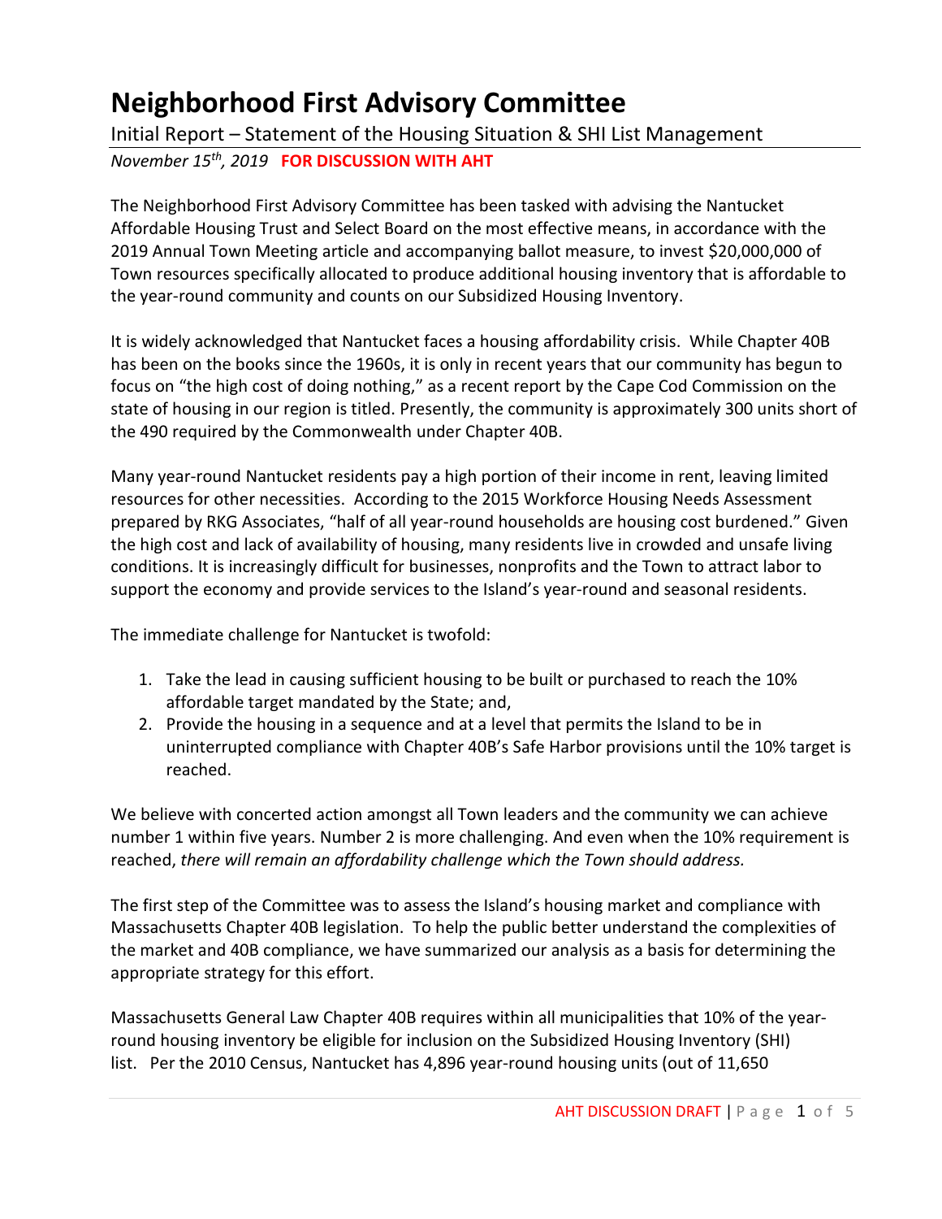# Neighborhood First Advisory Committee

Initial Report – Statement of the Housing Situation & SHI List Management

*November 15th, 2019* **FOR DISCUSSION WITH AHT**

The Neighborhood First Advisory Committee has been tasked with advising the Nantucket Affordable Housing Trust and Select Board on the most effective means, in accordance with the 2019 Annual Town Meeting article and accompanying ballot measure, to invest $20,000,000 of Town resources specifically allocated to produce additional housing inventory that is affordable to the year-round community and counts on our Subsidized Housing Inventory.

It is widely acknowledged that Nantucket faces a housing affordability crisis. While Chapter 40B has been on the books since the 1960s, it is only in recent years that our community has begun to focus on "the high cost of doing nothing," as a recent report by the Cape Cod Commission on the state of housing in our region is titled. Presently, the community is approximately 300 units short of the 490 required by the Commonwealth under Chapter 40B.

Many year-round Nantucket residents pay a high portion of their income in rent, leaving limited resources for other necessities. According to the 2015 Workforce Housing Needs Assessment prepared by RKG Associates, "half of all year-round households are housing cost burdened." Given the high cost and lack of availability of housing, many residents live in crowded and unsafe living conditions. It is increasingly difficult for businesses, nonprofits and the Town to attract labor to support the economy and provide services to the Island's year-round and seasonal residents.

The immediate challenge for Nantucket is twofold:

1. Take the lead in causing sufficient housing to be built or purchased to reach the 10% affordable target mandated by the State; and,
2. Provide the housing in a sequence and at a level that permits the Island to be in uninterrupted compliance with Chapter 40B's Safe Harbor provisions until the 10% target is reached.

We believe with concerted action amongst all Town leaders and the community we can achieve number 1 within five years. Number 2 is more challenging. And even when the 10% requirement is reached, *there will remain an affordability challenge which the Town should address.*

The first step of the Committee was to assess the Island's housing market and compliance with Massachusetts Chapter 40B legislation. To help the public better understand the complexities of the market and 40B compliance, we have summarized our analysis as a basis for determining the appropriate strategy for this effort.

Massachusetts General Law Chapter 40B requires within all municipalities that 10% of the year-round housing inventory be eligible for inclusion on the Subsidized Housing Inventory (SHI) list. Per the 2010 Census, Nantucket has 4,896 year-round housing units (out of 11,650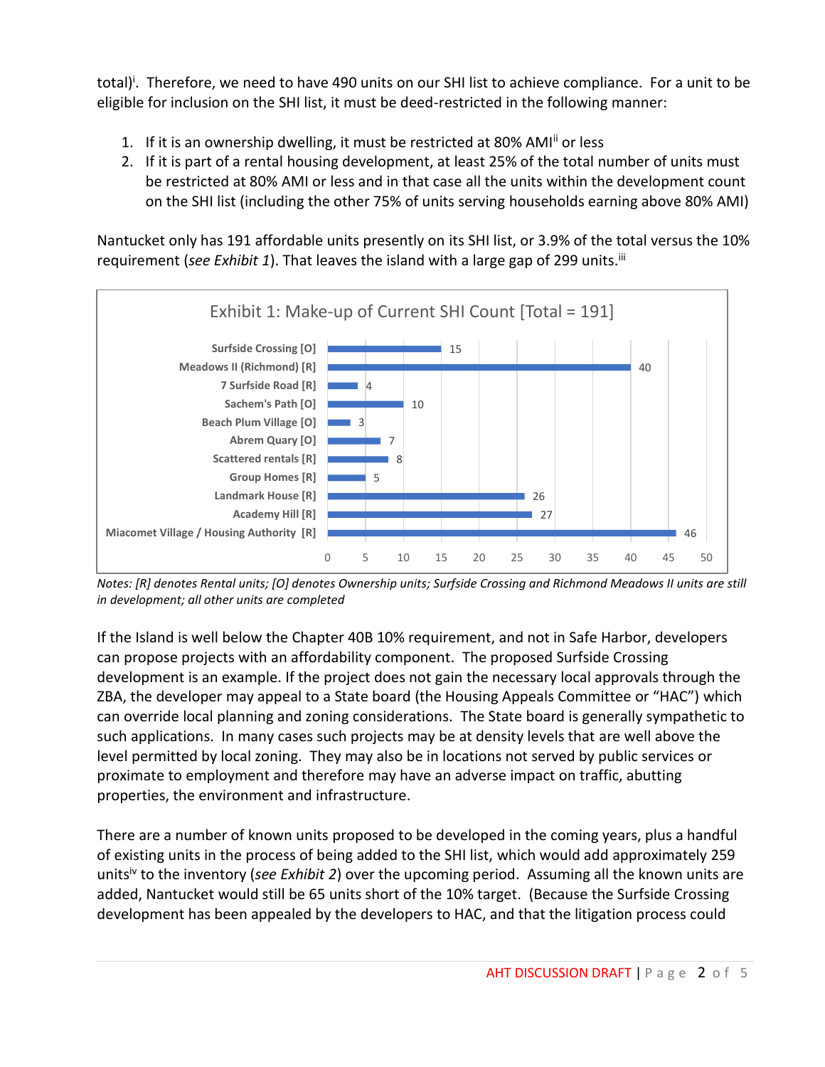total)[i]. Therefore, we need to have 490 units on our SHI list to achieve compliance. For a unit to be eligible for inclusion on the SHI list, it must be deed-restricted in the following manner:

1. If it is an ownership dwelling, it must be restricted at 80% AMI[ii] or less
2. If it is part of a rental housing development, at least 25% of the total number of units must be restricted at 80% AMI or less and in that case all the units within the development count on the SHI list (including the other 75% of units serving households earning above 80% AMI)

Nantucket only has 191 affordable units presently on its SHI list, or 3.9% of the total versus the 10% requirement (*see Exhibit 1*). That leaves the island with a large gap of 299 units.[iii]

**Exhibit 1: Make-up of Current SHI Count [Total = 191]**

| Development | Units |
|---|---|
| Surfside Crossing [O] | 15 |
| Meadows II (Richmond) [R] | 40 |
| 7 Surfside Road [R] | 4 |
| Sachem's Path [O] | 10 |
| Beach Plum Village [O] | 3 |
| Abrem Quary [O] | 7 |
| Scattered rentals [R] | 8 |
| Group Homes [R] | 5 |
| Landmark House [R] | 26 |
| Academy Hill [R] | 27 |
| Miacomet Village / Housing Authority [R] | 46 |

*Notes: [R] denotes Rental units; [O] denotes Ownership units; Surfside Crossing and Richmond Meadows II units are still in development; all other units are completed*

If the Island is well below the Chapter 40B 10% requirement, and not in Safe Harbor, developers can propose projects with an affordability component. The proposed Surfside Crossing development is an example. If the project does not gain the necessary local approvals through the ZBA, the developer may appeal to a State board (the Housing Appeals Committee or "HAC") which can override local planning and zoning considerations. The State board is generally sympathetic to such applications. In many cases such projects may be at density levels that are well above the level permitted by local zoning. They may also be in locations not served by public services or proximate to employment and therefore may have an adverse impact on traffic, abutting properties, the environment and infrastructure.

There are a number of known units proposed to be developed in the coming years, plus a handful of existing units in the process of being added to the SHI list, which would add approximately 259 units[iv] to the inventory (*see Exhibit 2*) over the upcoming period. Assuming all the known units are added, Nantucket would still be 65 units short of the 10% target. (Because the Surfside Crossing development has been appealed by the developers to HAC, and that the litigation process could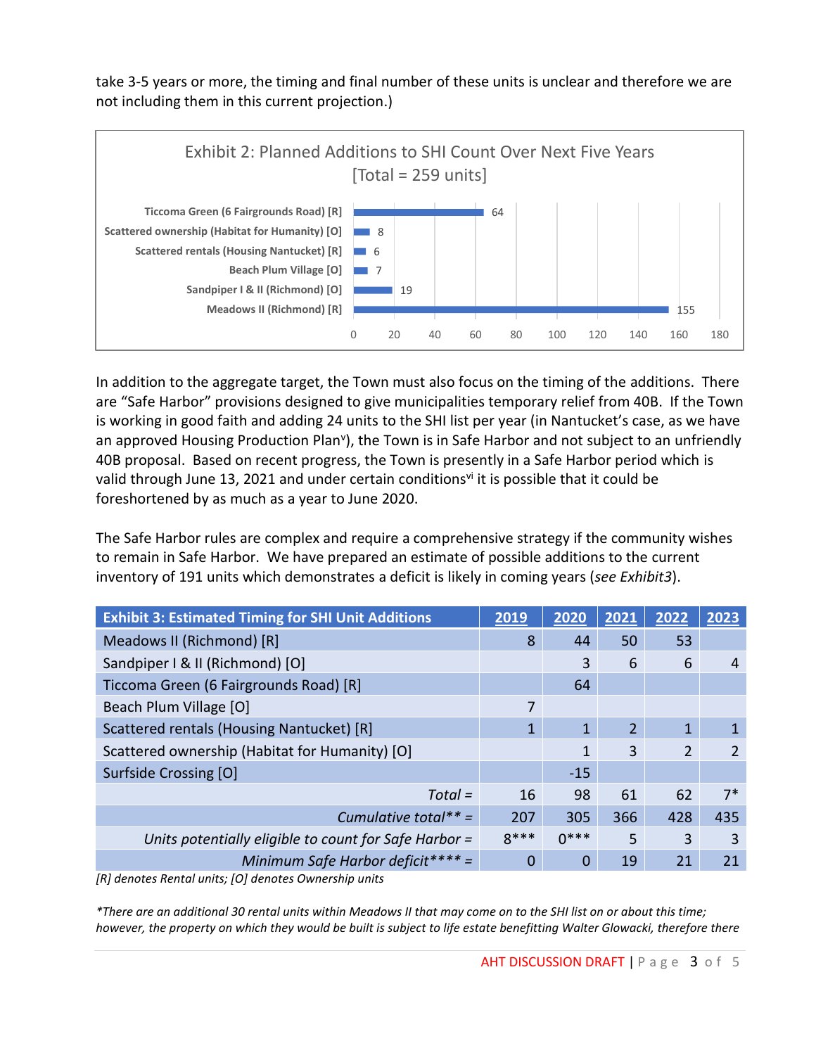take 3-5 years or more, the timing and final number of these units is unclear and therefore we are not including them in this current projection.)

**Exhibit 2: Planned Additions to SHI Count Over Next Five Years [Total = 259 units]**

| Project | Units |
|---|---|
| Ticcoma Green (6 Fairgrounds Road) [R] | 64 |
| Scattered ownership (Habitat for Humanity) [O] | 8 |
| Scattered rentals (Housing Nantucket) [R] | 6 |
| Beach Plum Village [O] | 7 |
| Sandpiper I & II (Richmond) [O] | 19 |
| Meadows II (Richmond) [R] | 155 |

In addition to the aggregate target, the Town must also focus on the timing of the additions. There are "Safe Harbor" provisions designed to give municipalities temporary relief from 40B. If the Town is working in good faith and adding 24 units to the SHI list per year (in Nantucket's case, as we have an approved Housing Production Plan[v]), the Town is in Safe Harbor and not subject to an unfriendly 40B proposal. Based on recent progress, the Town is presently in a Safe Harbor period which is valid through June 13, 2021 and under certain conditions[vi] it is possible that it could be foreshortened by as much as a year to June 2020.

The Safe Harbor rules are complex and require a comprehensive strategy if the community wishes to remain in Safe Harbor. We have prepared an estimate of possible additions to the current inventory of 191 units which demonstrates a deficit is likely in coming years (*see Exhibit3*).

| Exhibit 3: Estimated Timing for SHI Unit Additions | 2019 | 2020 | 2021 | 2022 | 2023 |
|---|---|---|---|---|---|
| Meadows II (Richmond) [R] | 8 | 44 | 50 | 53 | |
| Sandpiper I & II (Richmond) [O] | | 3 | 6 | 6 | 4 |
| Ticcoma Green (6 Fairgrounds Road) [R] | | 64 | | | |
| Beach Plum Village [O] | 7 | | | | |
| Scattered rentals (Housing Nantucket) [R] | 1 | 1 | 2 | 1 | 1 |
| Scattered ownership (Habitat for Humanity) [O] | | 1 | 3 | 2 | 2 |
| Surfside Crossing [O] | | -15 | | | |
| *Total =* | 16 | 98 | 61 | 62 | 7* |
| *Cumulative total** =* | 207 | 305 | 366 | 428 | 435 |
| *Units potentially eligible to count for Safe Harbor =* | 8*** | 0*** | 5 | 3 | 3 |
| *Minimum Safe Harbor deficit**** =* | 0 | 0 | 19 | 21 | 21 |

*[R] denotes Rental units; [O] denotes Ownership units*

*\*There are an additional 30 rental units within Meadows II that may come on to the SHI list on or about this time; however, the property on which they would be built is subject to life estate benefitting Walter Glowacki, therefore there*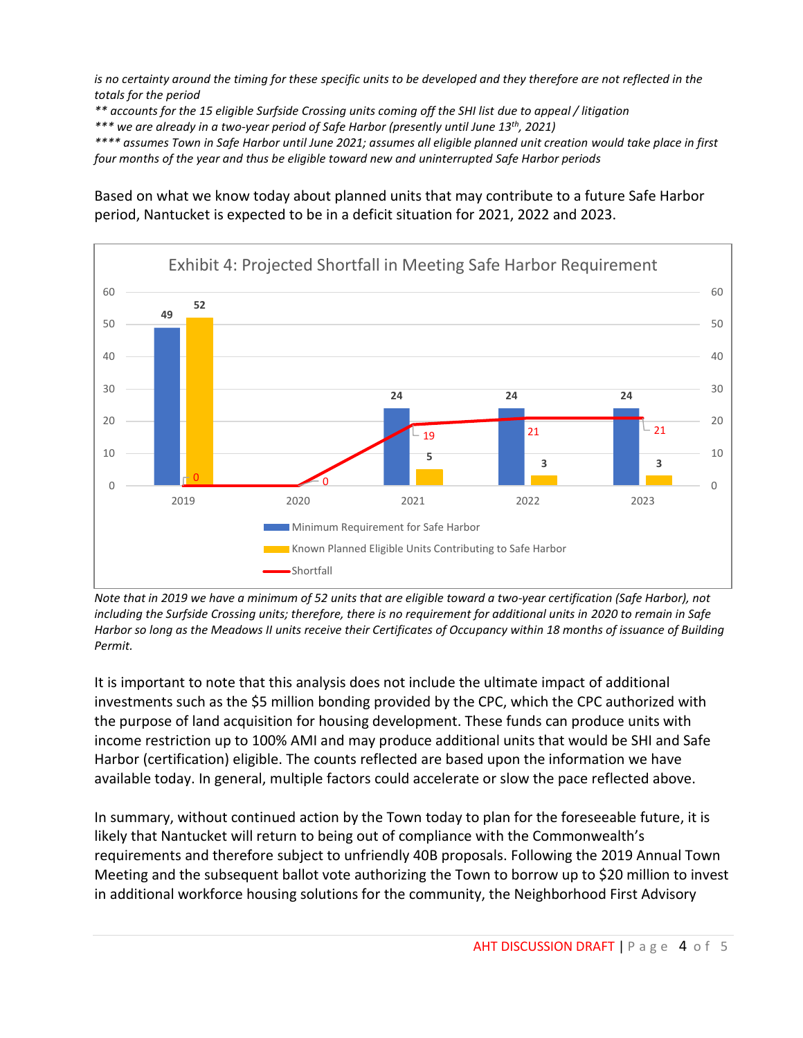*is no certainty around the timing for these specific units to be developed and they therefore are not reflected in the totals for the period*

*** accounts for the 15 eligible Surfside Crossing units coming off the SHI list due to appeal / litigation*

**** we are already in a two-year period of Safe Harbor (presently until June 13th, 2021)*

***** assumes Town in Safe Harbor until June 2021; assumes all eligible planned unit creation would take place in first four months of the year and thus be eligible toward new and uninterrupted Safe Harbor periods*

Based on what we know today about planned units that may contribute to a future Safe Harbor period, Nantucket is expected to be in a deficit situation for 2021, 2022 and 2023.

**Exhibit 4: Projected Shortfall in Meeting Safe Harbor Requirement**

| Year | Minimum Requirement for Safe Harbor | Known Planned Eligible Units Contributing to Safe Harbor | Shortfall |
|---|---|---|---|
| 2019 | 49 | 52 | 0 |
| 2020 | | | 0 |
| 2021 | 24 | 5 | 19 |
| 2022 | 24 | 3 | 21 |
| 2023 | 24 | 3 | 21 |

*Note that in 2019 we have a minimum of 52 units that are eligible toward a two-year certification (Safe Harbor), not including the Surfside Crossing units; therefore, there is no requirement for additional units in 2020 to remain in Safe Harbor so long as the Meadows II units receive their Certificates of Occupancy within 18 months of issuance of Building Permit.*

It is important to note that this analysis does not include the ultimate impact of additional investments such as the $5 million bonding provided by the CPC, which the CPC authorized with the purpose of land acquisition for housing development. These funds can produce units with income restriction up to 100% AMI and may produce additional units that would be SHI and Safe Harbor (certification) eligible. The counts reflected are based upon the information we have available today. In general, multiple factors could accelerate or slow the pace reflected above.

In summary, without continued action by the Town today to plan for the foreseeable future, it is likely that Nantucket will return to being out of compliance with the Commonwealth's requirements and therefore subject to unfriendly 40B proposals. Following the 2019 Annual Town Meeting and the subsequent ballot vote authorizing the Town to borrow up to $20 million to invest in additional workforce housing solutions for the community, the Neighborhood First Advisory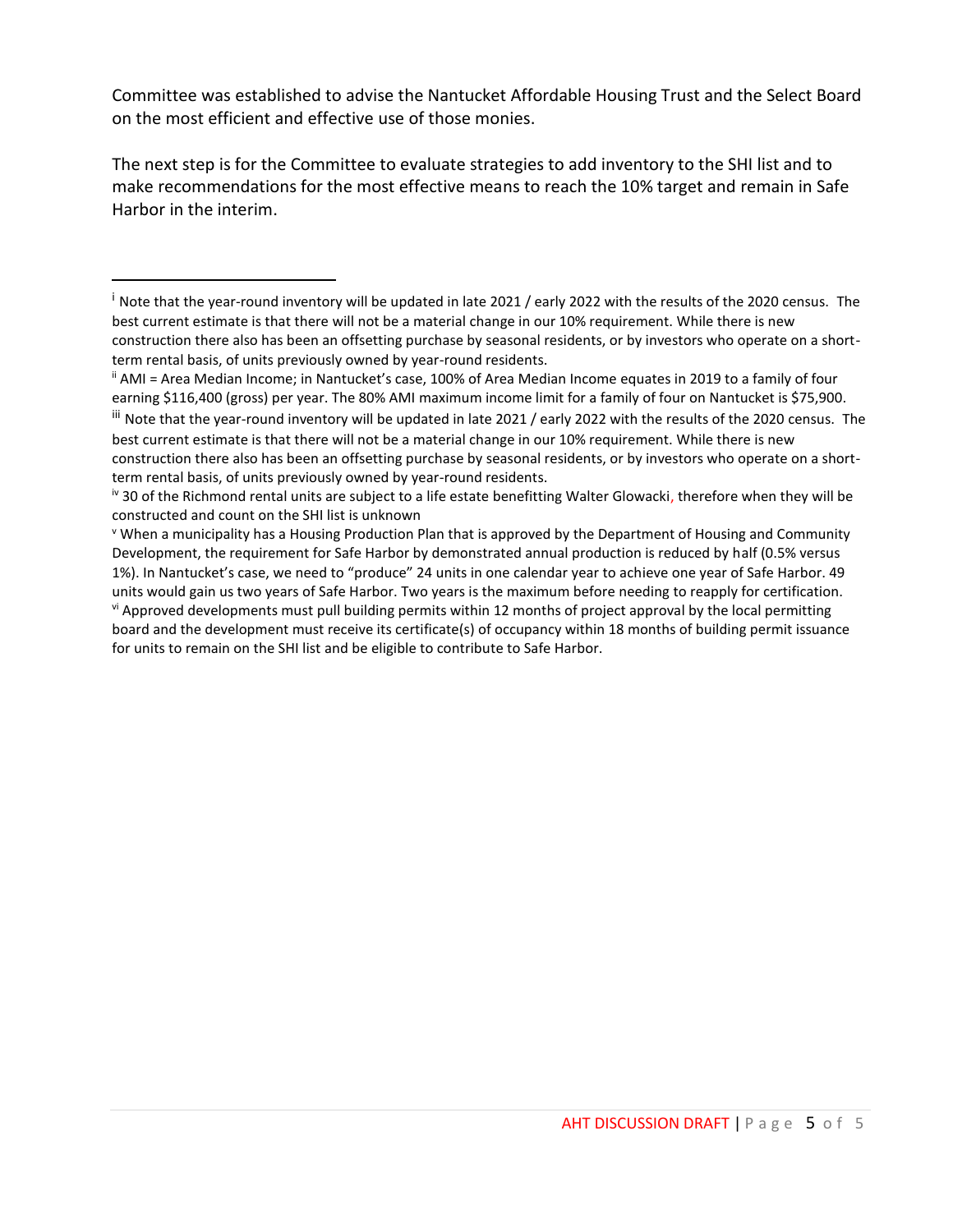Committee was established to advise the Nantucket Affordable Housing Trust and the Select Board on the most efficient and effective use of those monies.

The next step is for the Committee to evaluate strategies to add inventory to the SHI list and to make recommendations for the most effective means to reach the 10% target and remain in Safe Harbor in the interim.

---

[i] Note that the year-round inventory will be updated in late 2021 / early 2022 with the results of the 2020 census. The best current estimate is that there will not be a material change in our 10% requirement. While there is new construction there also has been an offsetting purchase by seasonal residents, or by investors who operate on a short-term rental basis, of units previously owned by year-round residents.

[ii] AMI = Area Median Income; in Nantucket's case, 100% of Area Median Income equates in 2019 to a family of four earning $116,400 (gross) per year. The 80% AMI maximum income limit for a family of four on Nantucket is $75,900.

[iii] Note that the year-round inventory will be updated in late 2021 / early 2022 with the results of the 2020 census. The best current estimate is that there will not be a material change in our 10% requirement. While there is new construction there also has been an offsetting purchase by seasonal residents, or by investors who operate on a short-term rental basis, of units previously owned by year-round residents.

[iv] 30 of the Richmond rental units are subject to a life estate benefitting Walter Glowacki, therefore when they will be constructed and count on the SHI list is unknown

[v] When a municipality has a Housing Production Plan that is approved by the Department of Housing and Community Development, the requirement for Safe Harbor by demonstrated annual production is reduced by half (0.5% versus 1%). In Nantucket's case, we need to "produce" 24 units in one calendar year to achieve one year of Safe Harbor. 49 units would gain us two years of Safe Harbor. Two years is the maximum before needing to reapply for certification.

[vi] Approved developments must pull building permits within 12 months of project approval by the local permitting board and the development must receive its certificate(s) of occupancy within 18 months of building permit issuance for units to remain on the SHI list and be eligible to contribute to Safe Harbor.